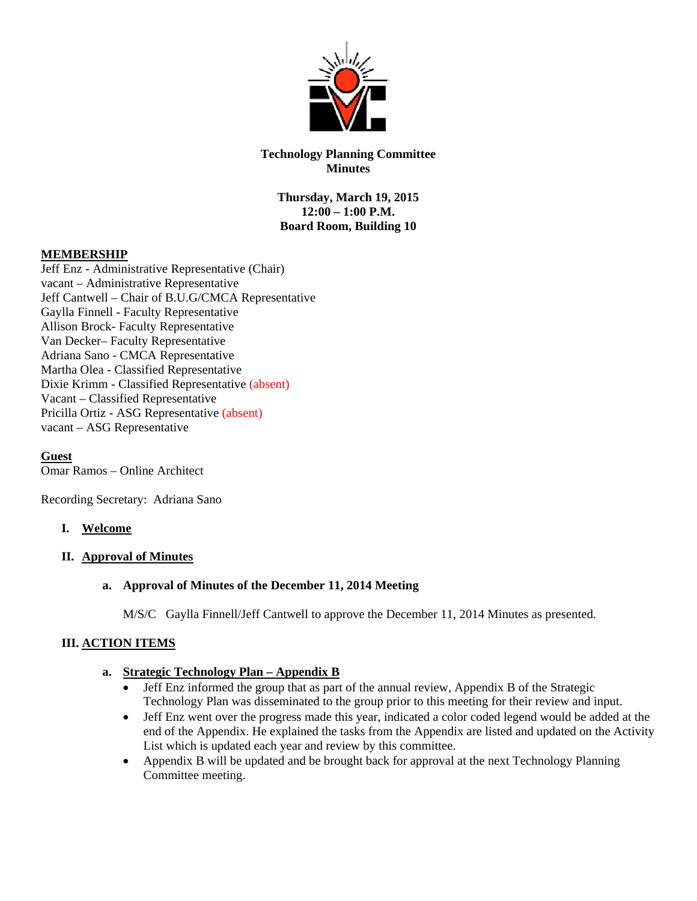**Technology Planning Committee**
**Minutes**

**Thursday, March 19, 2015**
**12:00 – 1:00 P.M.**
**Board Room, Building 10**

**MEMBERSHIP**

Jeff Enz - Administrative Representative (Chair)
vacant – Administrative Representative
Jeff Cantwell – Chair of B.U.G/CMCA Representative
Gaylla Finnell - Faculty Representative
Allison Brock- Faculty Representative
Van Decker– Faculty Representative
Adriana Sano - CMCA Representative
Martha Olea - Classified Representative
Dixie Krimm - Classified Representative (absent)
Vacant – Classified Representative
Pricilla Ortiz - ASG Representative (absent)
vacant – ASG Representative

**Guest**

Omar Ramos – Online Architect

Recording Secretary: Adriana Sano

## I. Welcome

## II. Approval of Minutes

### a. Approval of Minutes of the December 11, 2014 Meeting

M/S/C Gaylla Finnell/Jeff Cantwell to approve the December 11, 2014 Minutes as presented.

## III. ACTION ITEMS

### a. Strategic Technology Plan – Appendix B

- Jeff Enz informed the group that as part of the annual review, Appendix B of the Strategic Technology Plan was disseminated to the group prior to this meeting for their review and input.
- Jeff Enz went over the progress made this year, indicated a color coded legend would be added at the end of the Appendix. He explained the tasks from the Appendix are listed and updated on the Activity List which is updated each year and review by this committee.
- Appendix B will be updated and be brought back for approval at the next Technology Planning Committee meeting.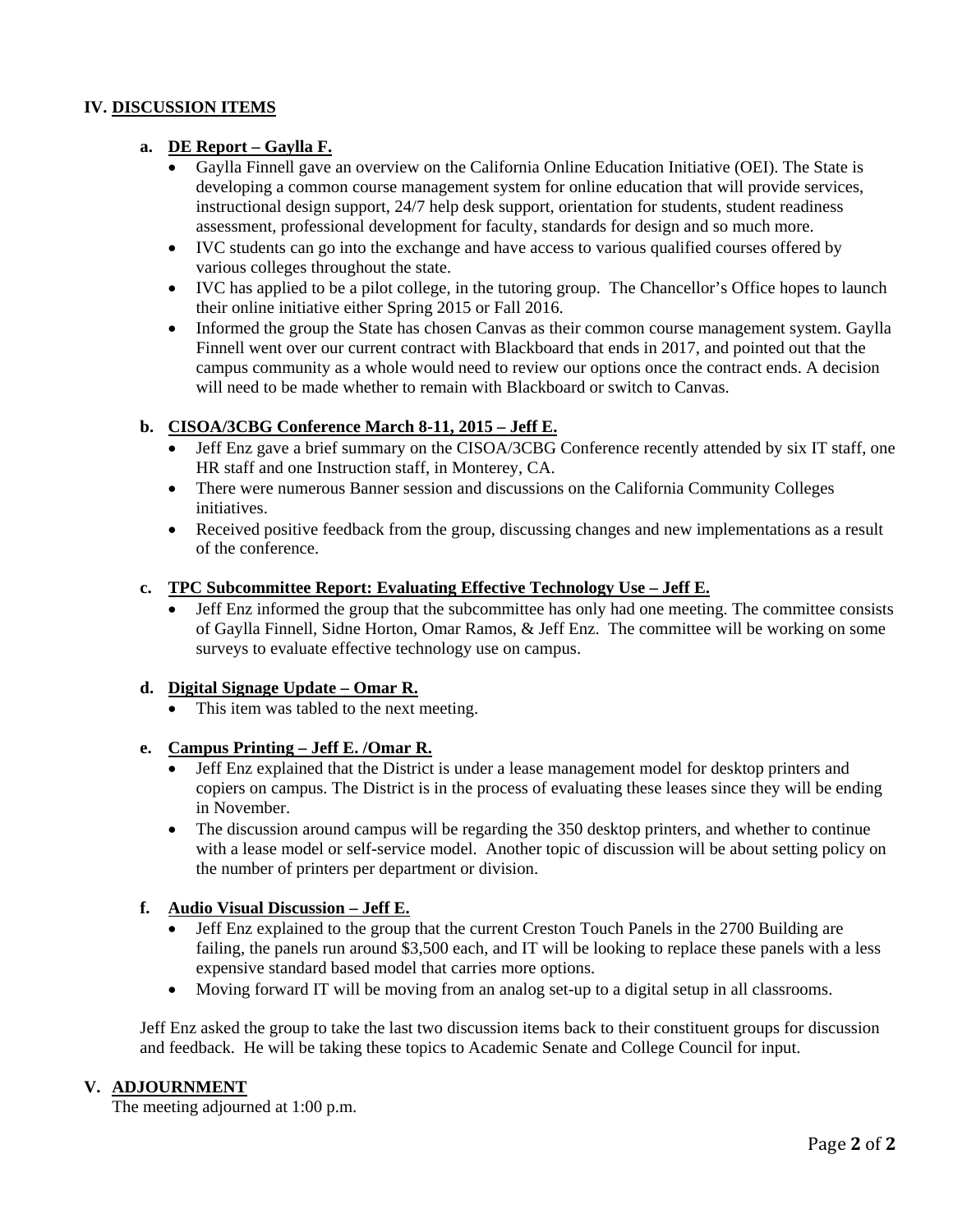## IV. DISCUSSION ITEMS

### a. DE Report – Gaylla F.

- Gaylla Finnell gave an overview on the California Online Education Initiative (OEI). The State is developing a common course management system for online education that will provide services, instructional design support, 24/7 help desk support, orientation for students, student readiness assessment, professional development for faculty, standards for design and so much more.
- IVC students can go into the exchange and have access to various qualified courses offered by various colleges throughout the state.
- IVC has applied to be a pilot college, in the tutoring group. The Chancellor's Office hopes to launch their online initiative either Spring 2015 or Fall 2016.
- Informed the group the State has chosen Canvas as their common course management system. Gaylla Finnell went over our current contract with Blackboard that ends in 2017, and pointed out that the campus community as a whole would need to review our options once the contract ends. A decision will need to be made whether to remain with Blackboard or switch to Canvas.

### b. CISOA/3CBG Conference March 8-11, 2015 – Jeff E.

- Jeff Enz gave a brief summary on the CISOA/3CBG Conference recently attended by six IT staff, one HR staff and one Instruction staff, in Monterey, CA.
- There were numerous Banner session and discussions on the California Community Colleges initiatives.
- Received positive feedback from the group, discussing changes and new implementations as a result of the conference.

### c. TPC Subcommittee Report: Evaluating Effective Technology Use – Jeff E.

- Jeff Enz informed the group that the subcommittee has only had one meeting. The committee consists of Gaylla Finnell, Sidne Horton, Omar Ramos, & Jeff Enz. The committee will be working on some surveys to evaluate effective technology use on campus.

### d. Digital Signage Update – Omar R.

- This item was tabled to the next meeting.

### e. Campus Printing – Jeff E. /Omar R.

- Jeff Enz explained that the District is under a lease management model for desktop printers and copiers on campus. The District is in the process of evaluating these leases since they will be ending in November.
- The discussion around campus will be regarding the 350 desktop printers, and whether to continue with a lease model or self-service model. Another topic of discussion will be about setting policy on the number of printers per department or division.

### f. Audio Visual Discussion – Jeff E.

- Jeff Enz explained to the group that the current Creston Touch Panels in the 2700 Building are failing, the panels run around $3,500 each, and IT will be looking to replace these panels with a less expensive standard based model that carries more options.
- Moving forward IT will be moving from an analog set-up to a digital setup in all classrooms.

Jeff Enz asked the group to take the last two discussion items back to their constituent groups for discussion and feedback. He will be taking these topics to Academic Senate and College Council for input.

## V. ADJOURNMENT

The meeting adjourned at 1:00 p.m.